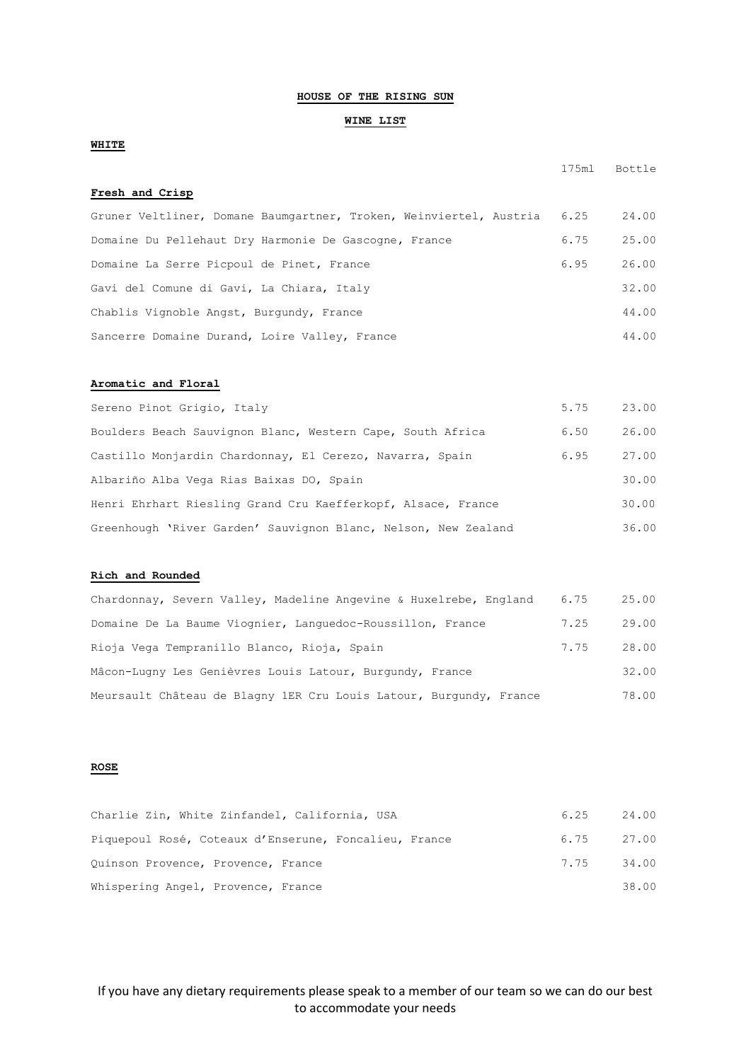# HOUSE OF THE RISING SUN

## WINE LIST

### WHITE

#### Fresh and Crisp

| | 175ml | Bottle |
|---|---|---|
| Gruner Veltliner, Domane Baumgartner, Troken, Weinviertel, Austria | 6.25 | 24.00 |
| Domaine Du Pellehaut Dry Harmonie De Gascogne, France | 6.75 | 25.00 |
| Domaine La Serre Picpoul de Pinet, France | 6.95 | 26.00 |
| Gavi del Comune di Gavi, La Chiara, Italy | | 32.00 |
| Chablis Vignoble Angst, Burgundy, France | | 44.00 |
| Sancerre Domaine Durand, Loire Valley, France | | 44.00 |

#### Aromatic and Floral

| | 175ml | Bottle |
|---|---|---|
| Sereno Pinot Grigio, Italy | 5.75 | 23.00 |
| Boulders Beach Sauvignon Blanc, Western Cape, South Africa | 6.50 | 26.00 |
| Castillo Monjardin Chardonnay, El Cerezo, Navarra, Spain | 6.95 | 27.00 |
| Albariño Alba Vega Rias Baixas DO, Spain | | 30.00 |
| Henri Ehrhart Riesling Grand Cru Kaefferkopf, Alsace, France | | 30.00 |
| Greenhough 'River Garden' Sauvignon Blanc, Nelson, New Zealand | | 36.00 |

#### Rich and Rounded

| | 175ml | Bottle |
|---|---|---|
| Chardonnay, Severn Valley, Madeline Angevine & Huxelrebe, England | 6.75 | 25.00 |
| Domaine De La Baume Viognier, Languedoc-Roussillon, France | 7.25 | 29.00 |
| Rioja Vega Tempranillo Blanco, Rioja, Spain | 7.75 | 28.00 |
| Mâcon-Lugny Les Genièvres Louis Latour, Burgundy, France | | 32.00 |
| Meursault Château de Blagny 1ER Cru Louis Latour, Burgundy, France | | 78.00 |

### ROSE

| | 175ml | Bottle |
|---|---|---|
| Charlie Zin, White Zinfandel, California, USA | 6.25 | 24.00 |
| Piquepoul Rosé, Coteaux d'Enserune, Foncalieu, France | 6.75 | 27.00 |
| Quinson Provence, Provence, France | 7.75 | 34.00 |
| Whispering Angel, Provence, France | | 38.00 |

If you have any dietary requirements please speak to a member of our team so we can do our best to accommodate your needs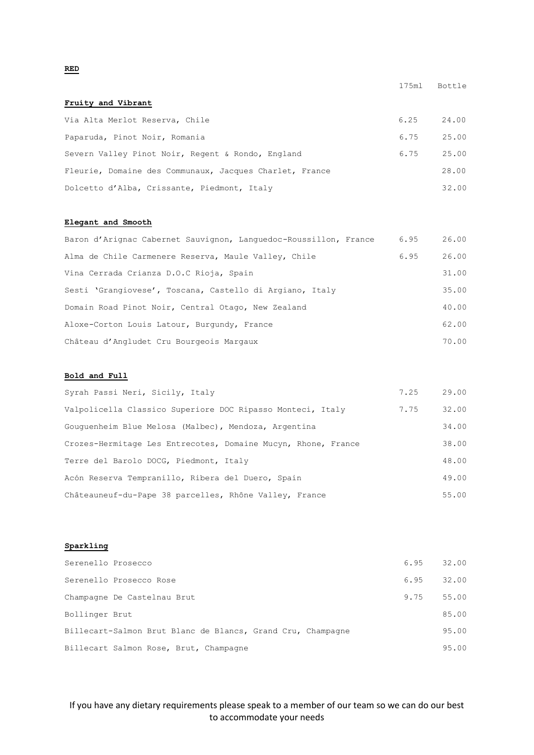**RED**

| | 175ml | Bottle |
|---|---|---|
| **Fruity and Vibrant** | | |
| Via Alta Merlot Reserva, Chile | 6.25 | 24.00 |
| Paparuda, Pinot Noir, Romania | 6.75 | 25.00 |
| Severn Valley Pinot Noir, Regent & Rondo, England | 6.75 | 25.00 |
| Fleurie, Domaine des Communaux, Jacques Charlet, France | | 28.00 |
| Dolcetto d'Alba, Crissante, Piedmont, Italy | | 32.00 |

**Elegant and Smooth**

| | | |
|---|---|---|
| Baron d'Arignac Cabernet Sauvignon, Languedoc-Roussillon, France | 6.95 | 26.00 |
| Alma de Chile Carmenere Reserva, Maule Valley, Chile | 6.95 | 26.00 |
| Vina Cerrada Crianza D.O.C Rioja, Spain | | 31.00 |
| Sesti 'Grangiovese', Toscana, Castello di Argiano, Italy | | 35.00 |
| Domain Road Pinot Noir, Central Otago, New Zealand | | 40.00 |
| Aloxe-Corton Louis Latour, Burgundy, France | | 62.00 |
| Château d'Angludet Cru Bourgeois Margaux | | 70.00 |

**Bold and Full**

| | | |
|---|---|---|
| Syrah Passi Neri, Sicily, Italy | 7.25 | 29.00 |
| Valpolicella Classico Superiore DOC Ripasso Monteci, Italy | 7.75 | 32.00 |
| Gouguenheim Blue Melosa (Malbec), Mendoza, Argentina | | 34.00 |
| Crozes-Hermitage Les Entrecotes, Domaine Mucyn, Rhone, France | | 38.00 |
| Terre del Barolo DOCG, Piedmont, Italy | | 48.00 |
| Acón Reserva Tempranillo, Ribera del Duero, Spain | | 49.00 |
| Châteauneuf-du-Pape 38 parcelles, Rhône Valley, France | | 55.00 |

**Sparkling**

| | | |
|---|---|---|
| Serenello Prosecco | 6.95 | 32.00 |
| Serenello Prosecco Rose | 6.95 | 32.00 |
| Champagne De Castelnau Brut | 9.75 | 55.00 |
| Bollinger Brut | | 85.00 |
| Billecart-Salmon Brut Blanc de Blancs, Grand Cru, Champagne | | 95.00 |
| Billecart Salmon Rose, Brut, Champagne | | 95.00 |

If you have any dietary requirements please speak to a member of our team so we can do our best to accommodate your needs